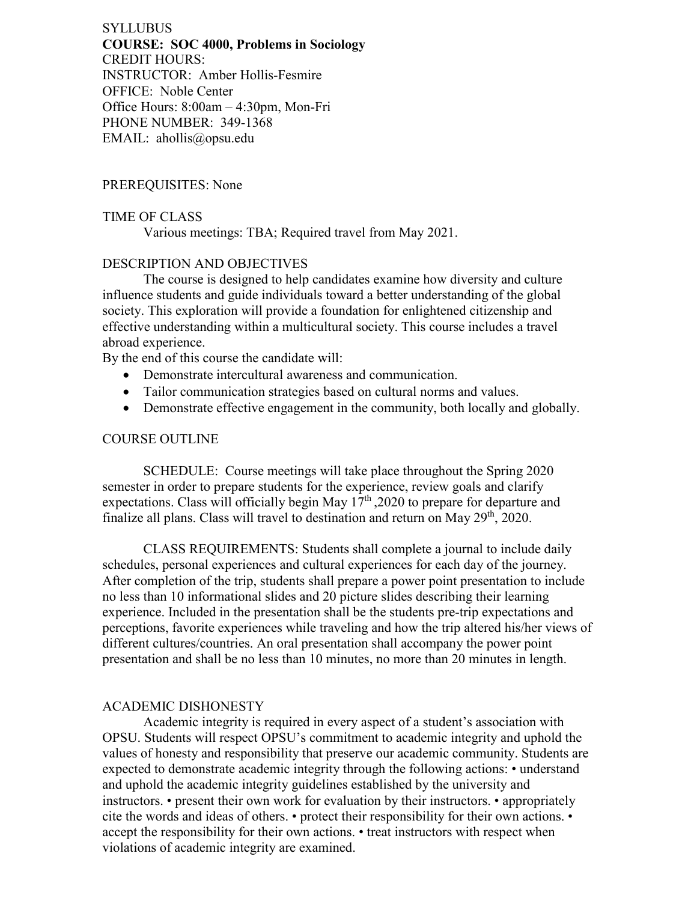SYLLUBUS

**COURSE: SOC 4000, Problems in Sociology**

CREDIT HOURS:

INSTRUCTOR: Amber Hollis-Fesmire

OFFICE: Noble Center

Office Hours: 8:00am – 4:30pm, Mon-Fri

PHONE NUMBER: 349-1368

EMAIL: ahollis@opsu.edu

PREREQUISITES: None

TIME OF CLASS

Various meetings: TBA; Required travel from May 2021.

DESCRIPTION AND OBJECTIVES

The course is designed to help candidates examine how diversity and culture influence students and guide individuals toward a better understanding of the global society. This exploration will provide a foundation for enlightened citizenship and effective understanding within a multicultural society. This course includes a travel abroad experience.

By the end of this course the candidate will:

- Demonstrate intercultural awareness and communication.
- Tailor communication strategies based on cultural norms and values.
- Demonstrate effective engagement in the community, both locally and globally.

COURSE OUTLINE

SCHEDULE: Course meetings will take place throughout the Spring 2020 semester in order to prepare students for the experience, review goals and clarify expectations. Class will officially begin May 17th ,2020 to prepare for departure and finalize all plans. Class will travel to destination and return on May 29th, 2020.

CLASS REQUIREMENTS: Students shall complete a journal to include daily schedules, personal experiences and cultural experiences for each day of the journey. After completion of the trip, students shall prepare a power point presentation to include no less than 10 informational slides and 20 picture slides describing their learning experience. Included in the presentation shall be the students pre-trip expectations and perceptions, favorite experiences while traveling and how the trip altered his/her views of different cultures/countries. An oral presentation shall accompany the power point presentation and shall be no less than 10 minutes, no more than 20 minutes in length.

ACADEMIC DISHONESTY

Academic integrity is required in every aspect of a student's association with OPSU. Students will respect OPSU's commitment to academic integrity and uphold the values of honesty and responsibility that preserve our academic community. Students are expected to demonstrate academic integrity through the following actions: • understand and uphold the academic integrity guidelines established by the university and instructors. • present their own work for evaluation by their instructors. • appropriately cite the words and ideas of others. • protect their responsibility for their own actions. • accept the responsibility for their own actions. • treat instructors with respect when violations of academic integrity are examined.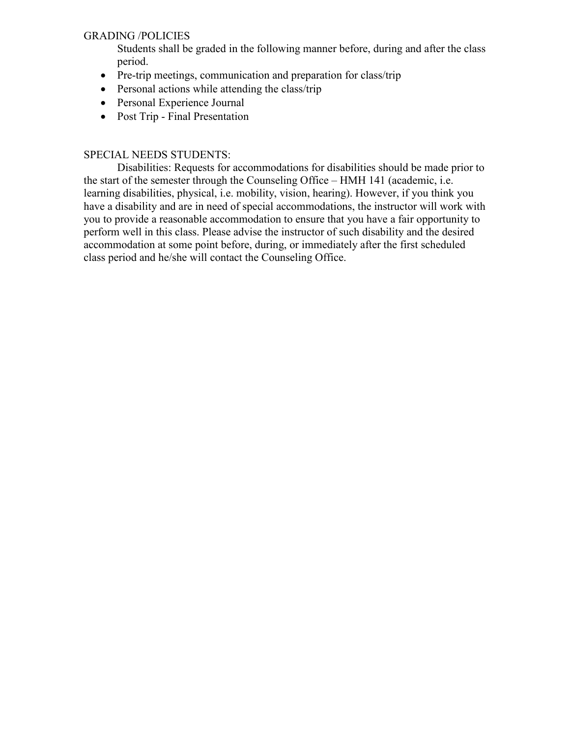## GRADING /POLICIES

Students shall be graded in the following manner before, during and after the class period.

- Pre-trip meetings, communication and preparation for class/trip
- Personal actions while attending the class/trip
- Personal Experience Journal
- Post Trip - Final Presentation

## SPECIAL NEEDS STUDENTS:

Disabilities: Requests for accommodations for disabilities should be made prior to the start of the semester through the Counseling Office – HMH 141 (academic, i.e. learning disabilities, physical, i.e. mobility, vision, hearing). However, if you think you have a disability and are in need of special accommodations, the instructor will work with you to provide a reasonable accommodation to ensure that you have a fair opportunity to perform well in this class. Please advise the instructor of such disability and the desired accommodation at some point before, during, or immediately after the first scheduled class period and he/she will contact the Counseling Office.